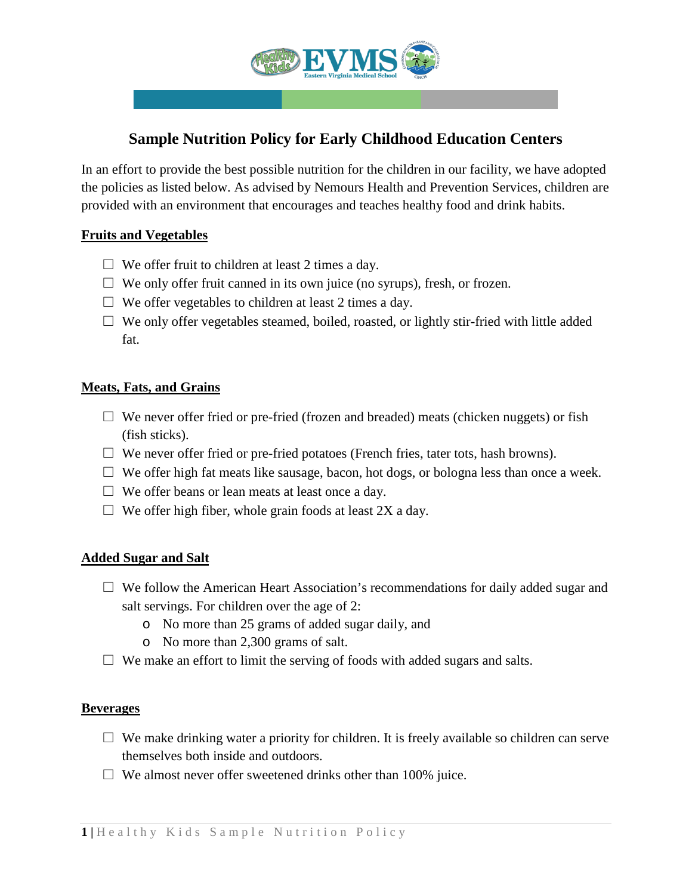# Sample Nutrition Policy for Early Childhood Education Centers

In an effort to provide the best possible nutrition for the children in our facility, we have adopted the policies as listed below. As advised by Nemours Health and Prevention Services, children are provided with an environment that encourages and teaches healthy food and drink habits.

## Fruits and Vegetables

- ☐ We offer fruit to children at least 2 times a day.
- ☐ We only offer fruit canned in its own juice (no syrups), fresh, or frozen.
- ☐ We offer vegetables to children at least 2 times a day.
- ☐ We only offer vegetables steamed, boiled, roasted, or lightly stir-fried with little added fat.

## Meats, Fats, and Grains

- ☐ We never offer fried or pre-fried (frozen and breaded) meats (chicken nuggets) or fish (fish sticks).
- ☐ We never offer fried or pre-fried potatoes (French fries, tater tots, hash browns).
- ☐ We offer high fat meats like sausage, bacon, hot dogs, or bologna less than once a week.
- ☐ We offer beans or lean meats at least once a day.
- ☐ We offer high fiber, whole grain foods at least 2X a day.

## Added Sugar and Salt

- ☐ We follow the American Heart Association's recommendations for daily added sugar and salt servings. For children over the age of 2:
  - No more than 25 grams of added sugar daily, and
  - No more than 2,300 grams of salt.
- ☐ We make an effort to limit the serving of foods with added sugars and salts.

## Beverages

- ☐ We make drinking water a priority for children. It is freely available so children can serve themselves both inside and outdoors.
- ☐ We almost never offer sweetened drinks other than 100% juice.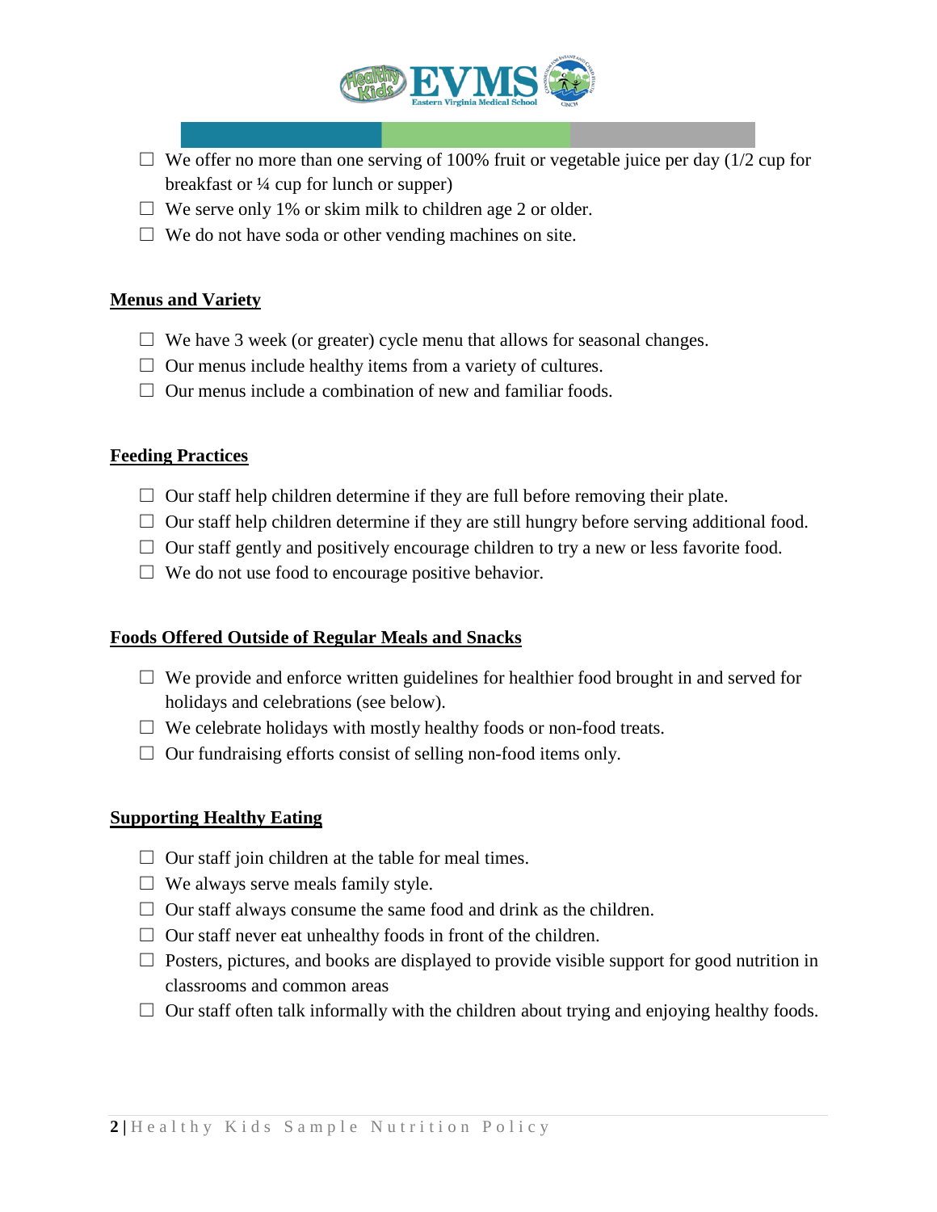- ☐ We offer no more than one serving of 100% fruit or vegetable juice per day (1/2 cup for breakfast or ¼ cup for lunch or supper)
- ☐ We serve only 1% or skim milk to children age 2 or older.
- ☐ We do not have soda or other vending machines on site.

## Menus and Variety

- ☐ We have 3 week (or greater) cycle menu that allows for seasonal changes.
- ☐ Our menus include healthy items from a variety of cultures.
- ☐ Our menus include a combination of new and familiar foods.

## Feeding Practices

- ☐ Our staff help children determine if they are full before removing their plate.
- ☐ Our staff help children determine if they are still hungry before serving additional food.
- ☐ Our staff gently and positively encourage children to try a new or less favorite food.
- ☐ We do not use food to encourage positive behavior.

## Foods Offered Outside of Regular Meals and Snacks

- ☐ We provide and enforce written guidelines for healthier food brought in and served for holidays and celebrations (see below).
- ☐ We celebrate holidays with mostly healthy foods or non-food treats.
- ☐ Our fundraising efforts consist of selling non-food items only.

## Supporting Healthy Eating

- ☐ Our staff join children at the table for meal times.
- ☐ We always serve meals family style.
- ☐ Our staff always consume the same food and drink as the children.
- ☐ Our staff never eat unhealthy foods in front of the children.
- ☐ Posters, pictures, and books are displayed to provide visible support for good nutrition in classrooms and common areas
- ☐ Our staff often talk informally with the children about trying and enjoying healthy foods.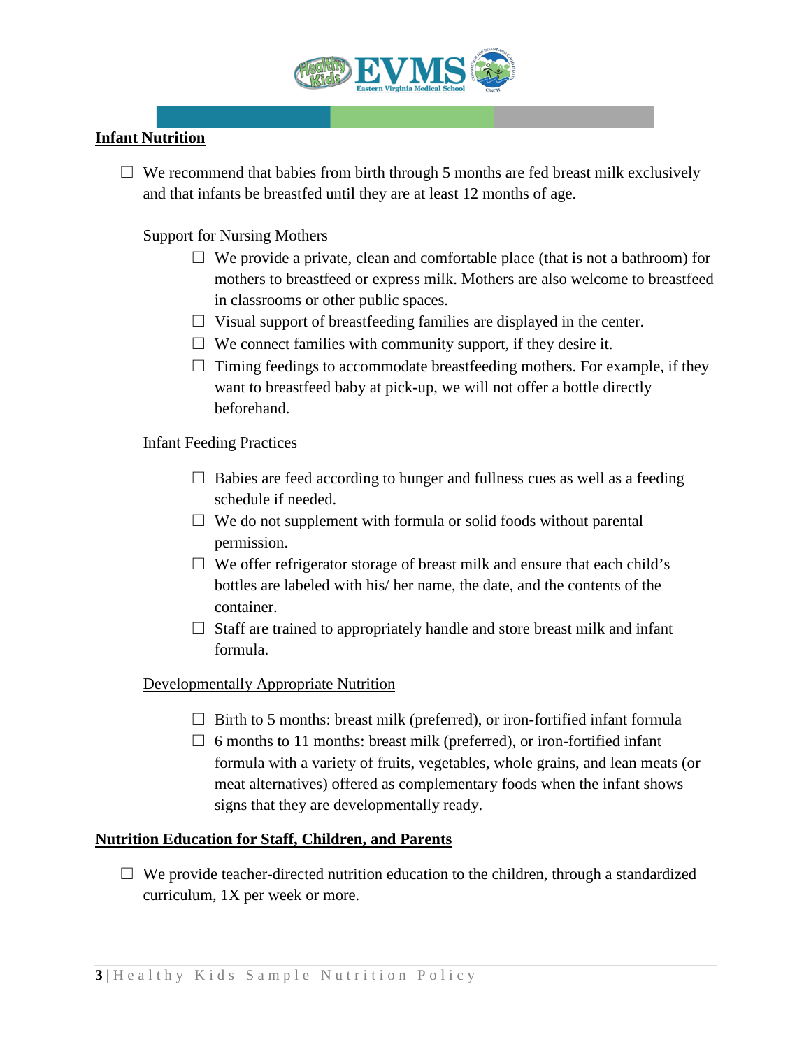## Infant Nutrition

- ☐ We recommend that babies from birth through 5 months are fed breast milk exclusively and that infants be breastfed until they are at least 12 months of age.

### Support for Nursing Mothers

- ☐ We provide a private, clean and comfortable place (that is not a bathroom) for mothers to breastfeed or express milk. Mothers are also welcome to breastfeed in classrooms or other public spaces.
- ☐ Visual support of breastfeeding families are displayed in the center.
- ☐ We connect families with community support, if they desire it.
- ☐ Timing feedings to accommodate breastfeeding mothers. For example, if they want to breastfeed baby at pick-up, we will not offer a bottle directly beforehand.

### Infant Feeding Practices

- ☐ Babies are feed according to hunger and fullness cues as well as a feeding schedule if needed.
- ☐ We do not supplement with formula or solid foods without parental permission.
- ☐ We offer refrigerator storage of breast milk and ensure that each child's bottles are labeled with his/ her name, the date, and the contents of the container.
- ☐ Staff are trained to appropriately handle and store breast milk and infant formula.

### Developmentally Appropriate Nutrition

- ☐ Birth to 5 months: breast milk (preferred), or iron-fortified infant formula
- ☐ 6 months to 11 months: breast milk (preferred), or iron-fortified infant formula with a variety of fruits, vegetables, whole grains, and lean meats (or meat alternatives) offered as complementary foods when the infant shows signs that they are developmentally ready.

## Nutrition Education for Staff, Children, and Parents

- ☐ We provide teacher-directed nutrition education to the children, through a standardized curriculum, 1X per week or more.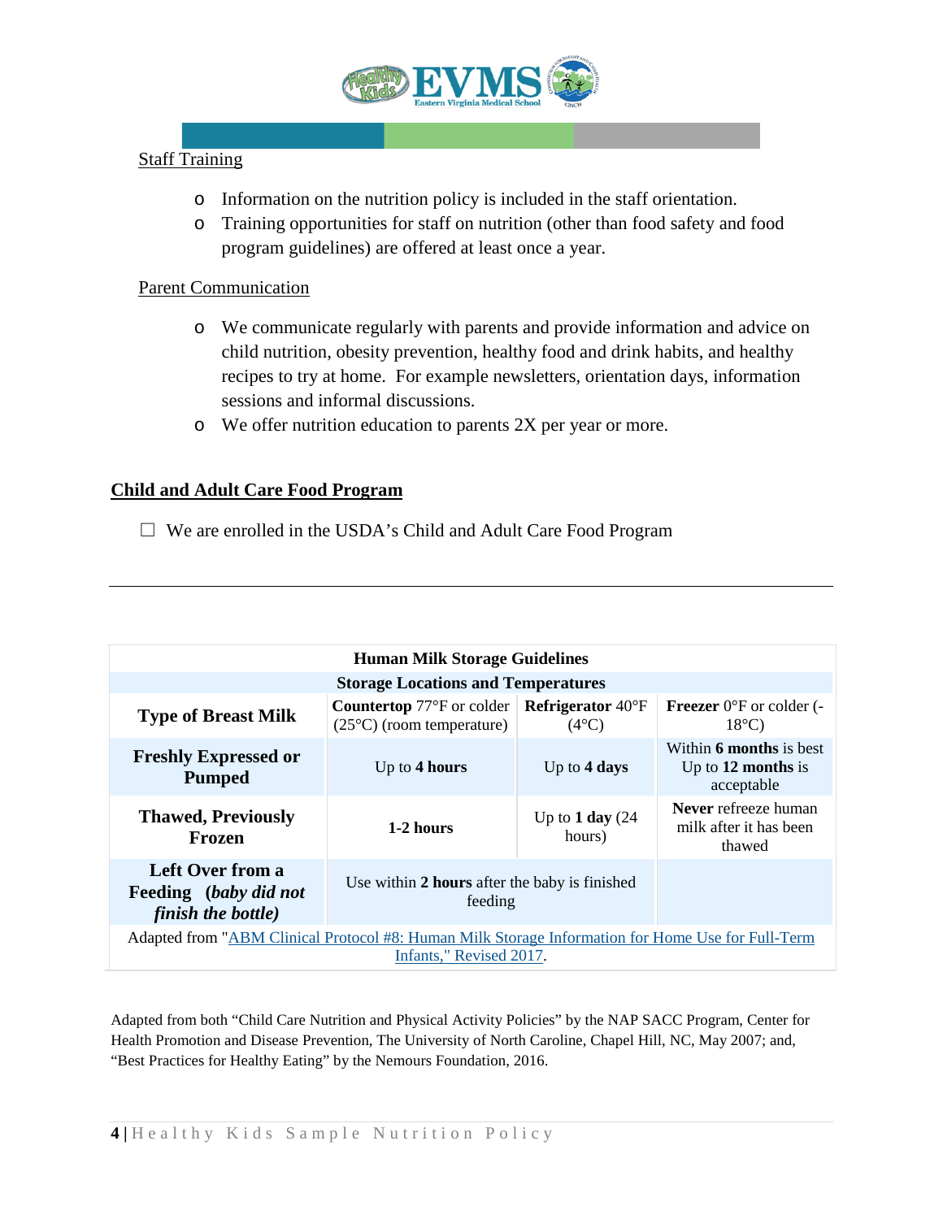Staff Training

- Information on the nutrition policy is included in the staff orientation.
- Training opportunities for staff on nutrition (other than food safety and food program guidelines) are offered at least once a year.

Parent Communication

- We communicate regularly with parents and provide information and advice on child nutrition, obesity prevention, healthy food and drink habits, and healthy recipes to try at home. For example newsletters, orientation days, information sessions and informal discussions.
- We offer nutrition education to parents 2X per year or more.

## Child and Adult Care Food Program

☐ We are enrolled in the USDA's Child and Adult Care Food Program

---

**Human Milk Storage Guidelines**

**Storage Locations and Temperatures**

| Type of Breast Milk | **Countertop** 77°F or colder (25°C) (room temperature) | **Refrigerator** 40°F (4°C) | **Freezer** 0°F or colder (-18°C) |
|---|---|---|---|
| **Freshly Expressed or Pumped** | Up to **4 hours** | Up to **4 days** | Within **6 months** is best<br>Up to **12 months** is acceptable |
| **Thawed, Previously Frozen** | **1-2 hours** | Up to **1 day** (24 hours) | **Never** refreeze human milk after it has been thawed |
| **Left Over from a Feeding (*baby did not finish the bottle*)** | Use within **2 hours** after the baby is finished feeding | | |

Adapted from "ABM Clinical Protocol #8: Human Milk Storage Information for Home Use for Full-Term Infants," Revised 2017.

Adapted from both "Child Care Nutrition and Physical Activity Policies" by the NAP SACC Program, Center for Health Promotion and Disease Prevention, The University of North Caroline, Chapel Hill, NC, May 2007; and, "Best Practices for Healthy Eating" by the Nemours Foundation, 2016.